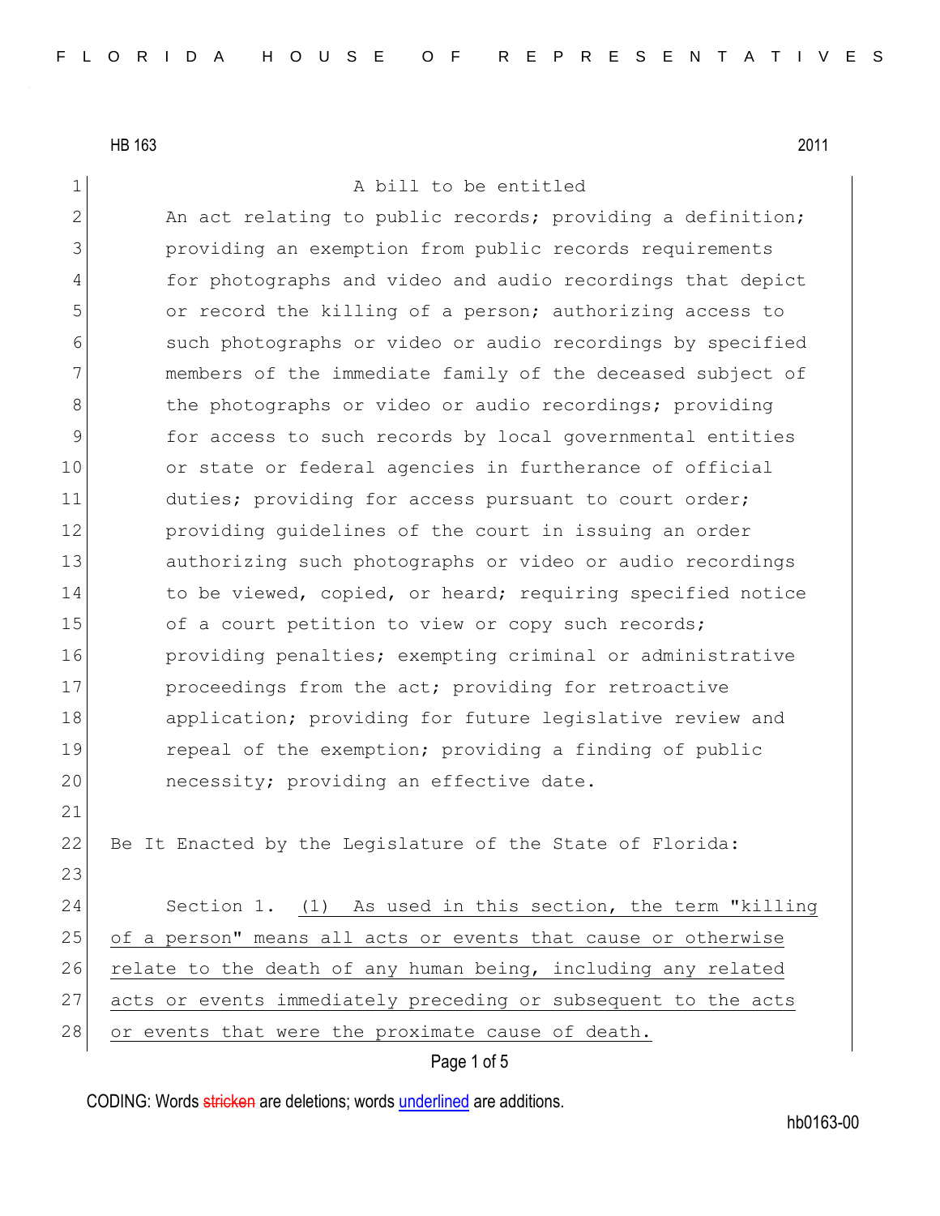HB 163 2011

A bill to be entitled

An act relating to public records; providing a definition; providing an exemption from public records requirements for photographs and video and audio recordings that depict or record the killing of a person; authorizing access to such photographs or video or audio recordings by specified members of the immediate family of the deceased subject of the photographs or video or audio recordings; providing for access to such records by local governmental entities or state or federal agencies in furtherance of official duties; providing for access pursuant to court order; providing guidelines of the court in issuing an order authorizing such photographs or video or audio recordings to be viewed, copied, or heard; requiring specified notice of a court petition to view or copy such records; providing penalties; exempting criminal or administrative proceedings from the act; providing for retroactive application; providing for future legislative review and repeal of the exemption; providing a finding of public necessity; providing an effective date.

Be It Enacted by the Legislature of the State of Florida:

Section 1. (1) As used in this section, the term "killing of a person" means all acts or events that cause or otherwise relate to the death of any human being, including any related acts or events immediately preceding or subsequent to the acts or events that were the proximate cause of death.

CODING: Words stricken are deletions; words underlined are additions.

hb0163-00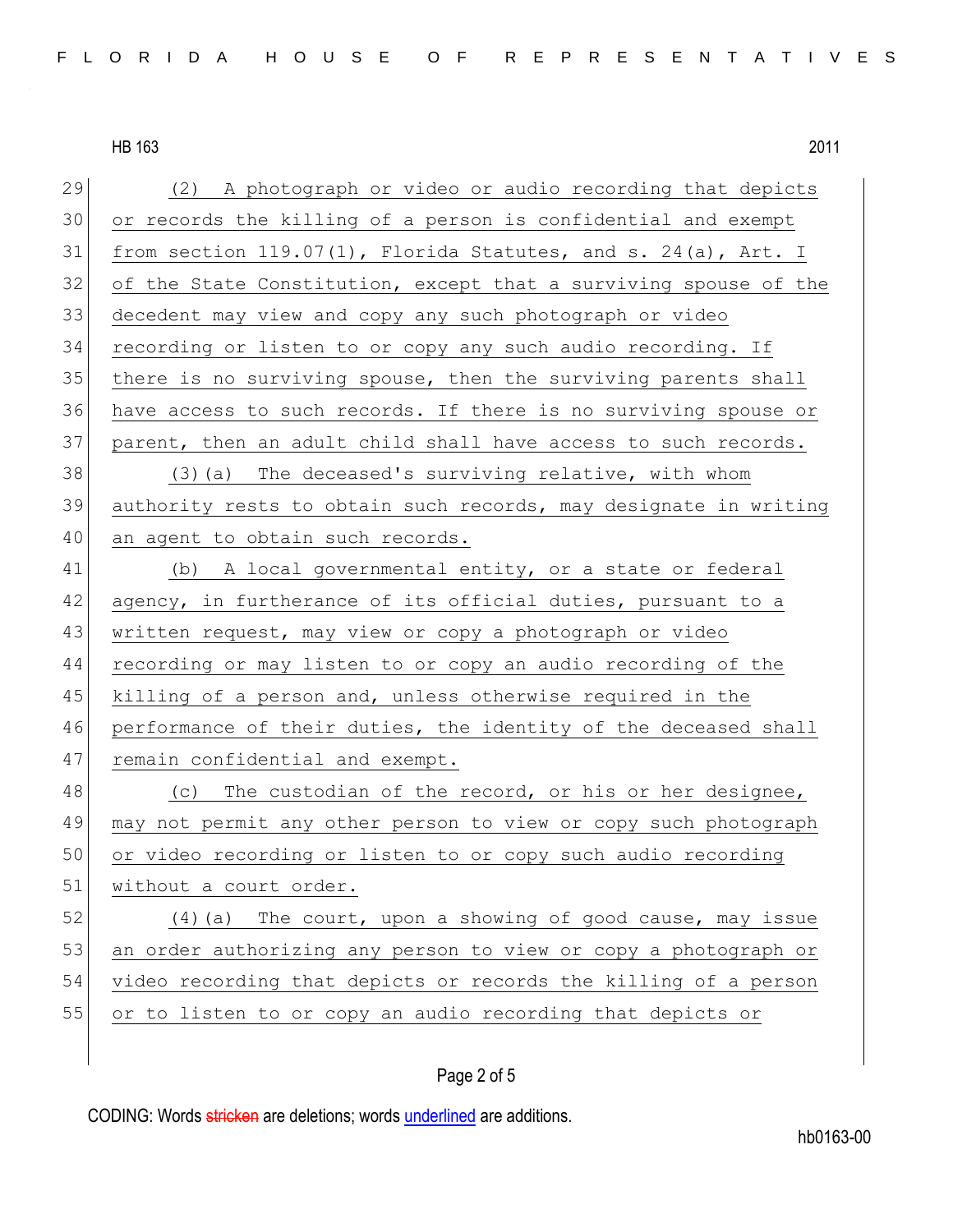(2) A photograph or video or audio recording that depicts or records the killing of a person is confidential and exempt from section 119.07(1), Florida Statutes, and s. 24(a), Art. I of the State Constitution, except that a surviving spouse of the decedent may view and copy any such photograph or video recording or listen to or copy any such audio recording. If there is no surviving spouse, then the surviving parents shall have access to such records. If there is no surviving spouse or parent, then an adult child shall have access to such records.

(3)(a) The deceased's surviving relative, with whom authority rests to obtain such records, may designate in writing an agent to obtain such records.

(b) A local governmental entity, or a state or federal agency, in furtherance of its official duties, pursuant to a written request, may view or copy a photograph or video recording or may listen to or copy an audio recording of the killing of a person and, unless otherwise required in the performance of their duties, the identity of the deceased shall remain confidential and exempt.

(c) The custodian of the record, or his or her designee, may not permit any other person to view or copy such photograph or video recording or listen to or copy such audio recording without a court order.

(4)(a) The court, upon a showing of good cause, may issue an order authorizing any person to view or copy a photograph or video recording that depicts or records the killing of a person or to listen to or copy an audio recording that depicts or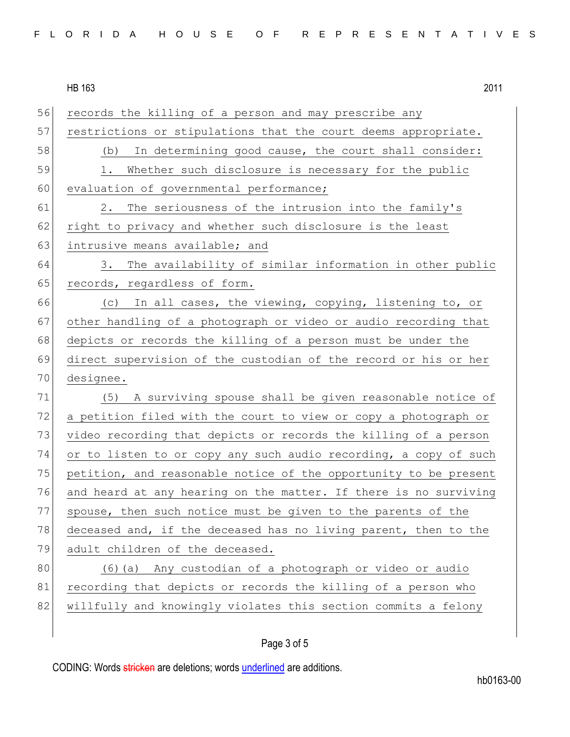records the killing of a person and may prescribe any restrictions or stipulations that the court deems appropriate.

(b) In determining good cause, the court shall consider:

1. Whether such disclosure is necessary for the public evaluation of governmental performance;

2. The seriousness of the intrusion into the family's right to privacy and whether such disclosure is the least intrusive means available; and

3. The availability of similar information in other public records, regardless of form.

(c) In all cases, the viewing, copying, listening to, or other handling of a photograph or video or audio recording that depicts or records the killing of a person must be under the direct supervision of the custodian of the record or his or her designee.

(5) A surviving spouse shall be given reasonable notice of a petition filed with the court to view or copy a photograph or video recording that depicts or records the killing of a person or to listen to or copy any such audio recording, a copy of such petition, and reasonable notice of the opportunity to be present and heard at any hearing on the matter. If there is no surviving spouse, then such notice must be given to the parents of the deceased and, if the deceased has no living parent, then to the adult children of the deceased.

(6)(a) Any custodian of a photograph or video or audio recording that depicts or records the killing of a person who willfully and knowingly violates this section commits a felony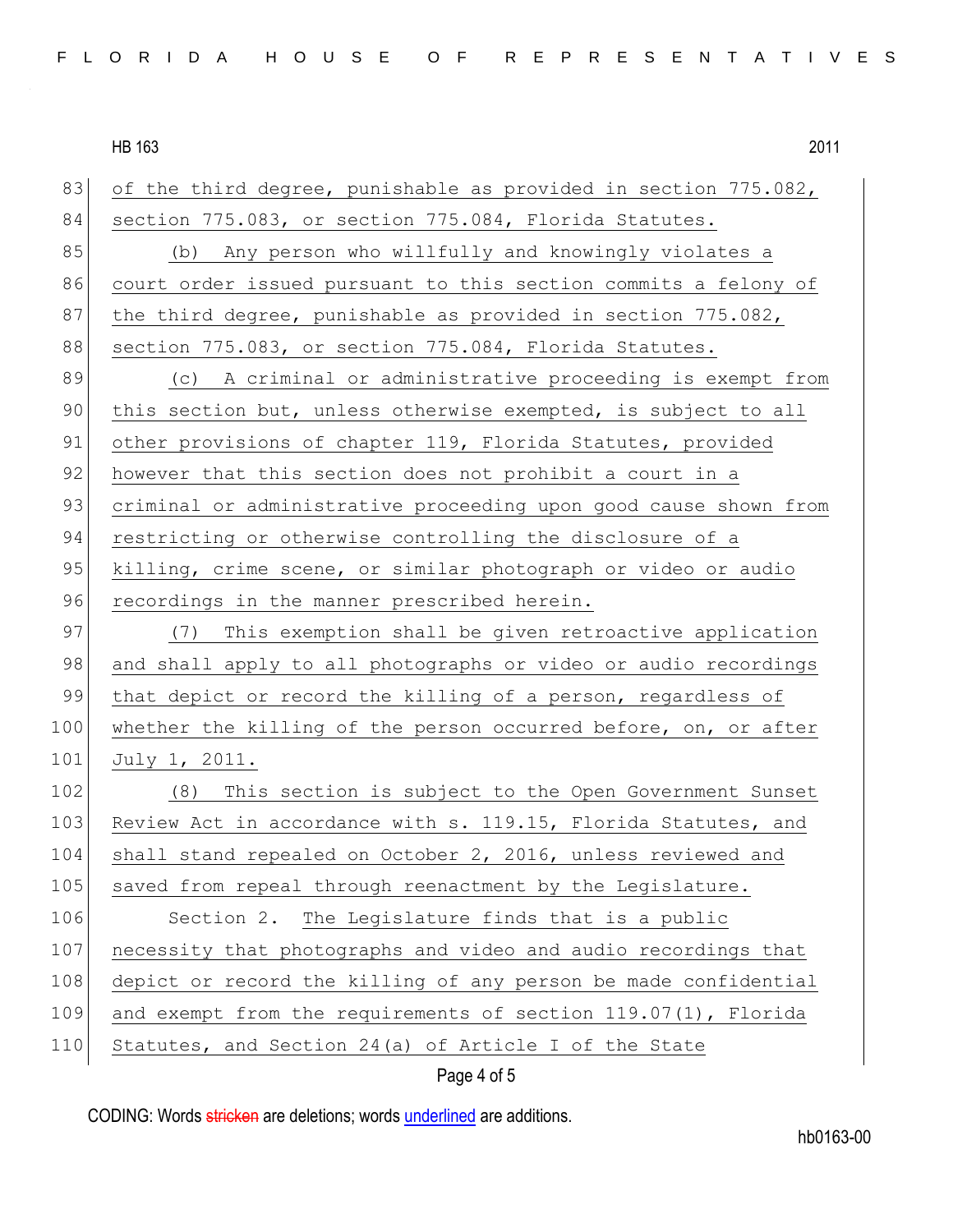of the third degree, punishable as provided in section 775.082, section 775.083, or section 775.084, Florida Statutes.

(b) Any person who willfully and knowingly violates a court order issued pursuant to this section commits a felony of the third degree, punishable as provided in section 775.082, section 775.083, or section 775.084, Florida Statutes.

(c) A criminal or administrative proceeding is exempt from this section but, unless otherwise exempted, is subject to all other provisions of chapter 119, Florida Statutes, provided however that this section does not prohibit a court in a criminal or administrative proceeding upon good cause shown from restricting or otherwise controlling the disclosure of a killing, crime scene, or similar photograph or video or audio recordings in the manner prescribed herein.

(7) This exemption shall be given retroactive application and shall apply to all photographs or video or audio recordings that depict or record the killing of a person, regardless of whether the killing of the person occurred before, on, or after July 1, 2011.

(8) This section is subject to the Open Government Sunset Review Act in accordance with s. 119.15, Florida Statutes, and shall stand repealed on October 2, 2016, unless reviewed and saved from repeal through reenactment by the Legislature.

Section 2. The Legislature finds that is a public necessity that photographs and video and audio recordings that depict or record the killing of any person be made confidential and exempt from the requirements of section 119.07(1), Florida Statutes, and Section 24(a) of Article I of the State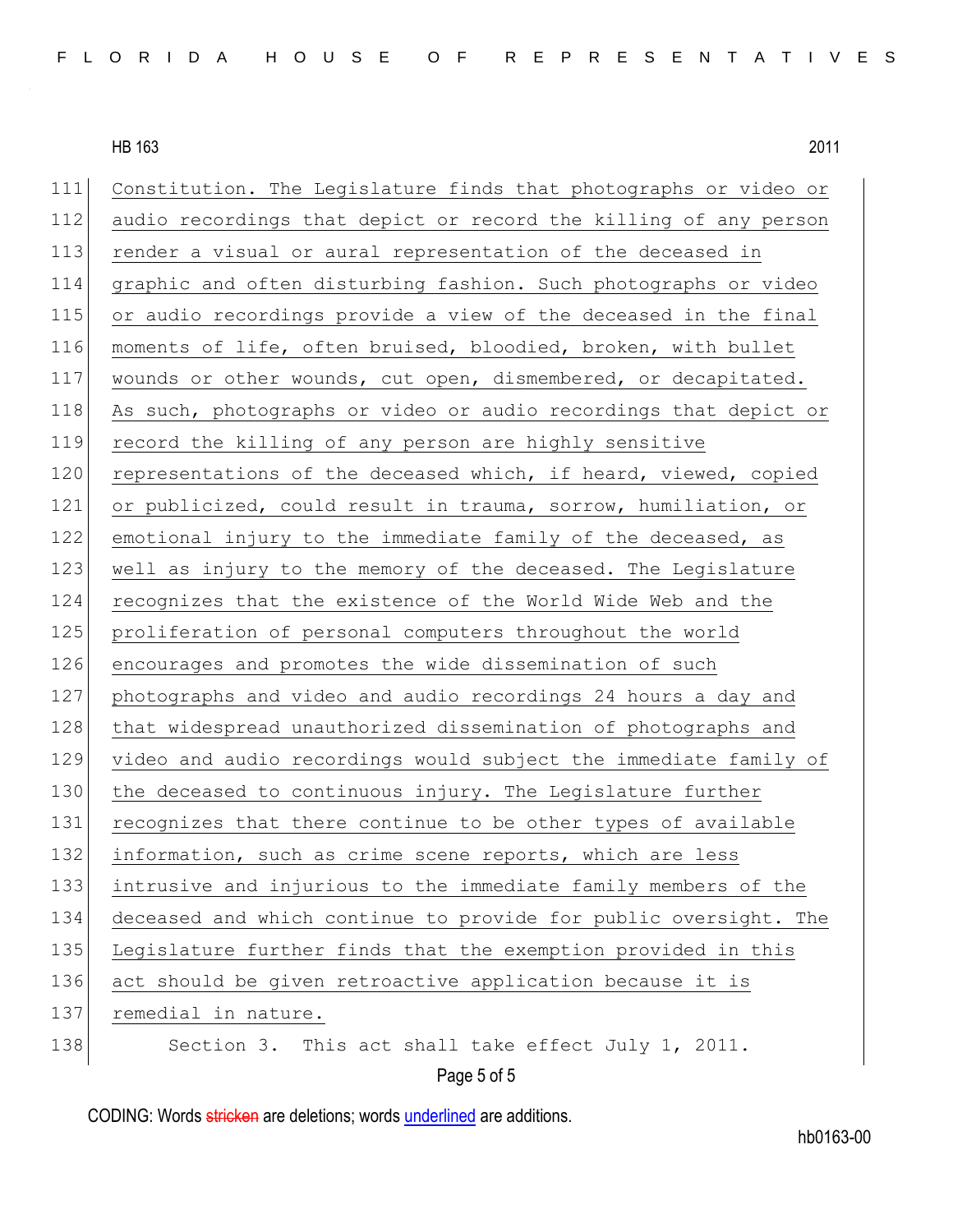Constitution. The Legislature finds that photographs or video or audio recordings that depict or record the killing of any person render a visual or aural representation of the deceased in graphic and often disturbing fashion. Such photographs or video or audio recordings provide a view of the deceased in the final moments of life, often bruised, bloodied, broken, with bullet wounds or other wounds, cut open, dismembered, or decapitated. As such, photographs or video or audio recordings that depict or record the killing of any person are highly sensitive representations of the deceased which, if heard, viewed, copied or publicized, could result in trauma, sorrow, humiliation, or emotional injury to the immediate family of the deceased, as well as injury to the memory of the deceased. The Legislature recognizes that the existence of the World Wide Web and the proliferation of personal computers throughout the world encourages and promotes the wide dissemination of such photographs and video and audio recordings 24 hours a day and that widespread unauthorized dissemination of photographs and video and audio recordings would subject the immediate family of the deceased to continuous injury. The Legislature further recognizes that there continue to be other types of available information, such as crime scene reports, which are less intrusive and injurious to the immediate family members of the deceased and which continue to provide for public oversight. The Legislature further finds that the exemption provided in this act should be given retroactive application because it is remedial in nature.

Section 3. This act shall take effect July 1, 2011.